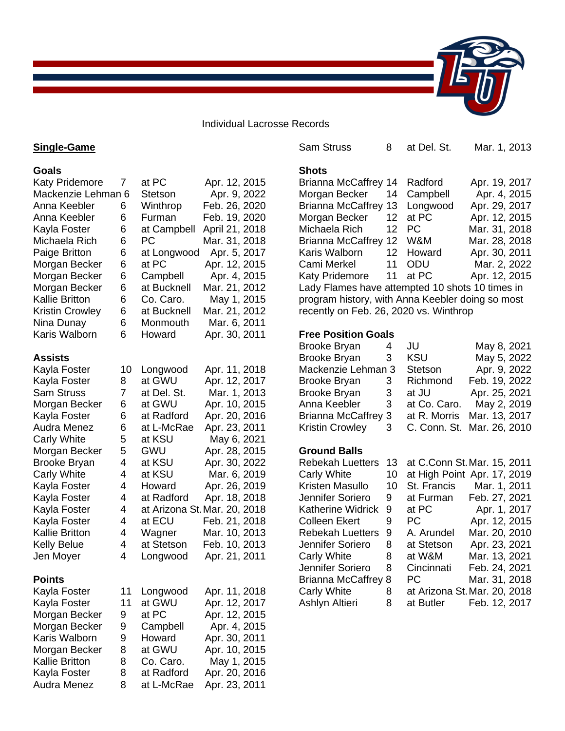Individual Lacrosse Records

## Single-Game

### Goals

| Player | No. | Opponent | Date |
|---|---|---|---|
| Katy Pridemore | 7 | at PC | Apr. 12, 2015 |
| Mackenzie Lehman | 6 | Stetson | Apr. 9, 2022 |
| Anna Keebler | 6 | Winthrop | Feb. 26, 2020 |
| Anna Keebler | 6 | Furman | Feb. 19, 2020 |
| Kayla Foster | 6 | at Campbell | April 21, 2018 |
| Michaela Rich | 6 | PC | Mar. 31, 2018 |
| Paige Britton | 6 | at Longwood | Apr. 5, 2017 |
| Morgan Becker | 6 | at PC | Apr. 12, 2015 |
| Morgan Becker | 6 | Campbell | Apr. 4, 2015 |
| Morgan Becker | 6 | at Bucknell | Mar. 21, 2012 |
| Kallie Britton | 6 | Co. Caro. | May 1, 2015 |
| Kristin Crowley | 6 | at Bucknell | Mar. 21, 2012 |
| Nina Dunay | 6 | Monmouth | Mar. 6, 2011 |
| Karis Walborn | 6 | Howard | Apr. 30, 2011 |

### Assists

| Player | No. | Opponent | Date |
|---|---|---|---|
| Kayla Foster | 10 | Longwood | Apr. 11, 2018 |
| Kayla Foster | 8 | at GWU | Apr. 12, 2017 |
| Sam Struss | 7 | at Del. St. | Mar. 1, 2013 |
| Morgan Becker | 6 | at GWU | Apr. 10, 2015 |
| Kayla Foster | 6 | at Radford | Apr. 20, 2016 |
| Audra Menez | 6 | at L-McRae | Apr. 23, 2011 |
| Carly White | 5 | at KSU | May 6, 2021 |
| Morgan Becker | 5 | GWU | Apr. 28, 2015 |
| Brooke Bryan | 4 | at KSU | Apr. 30, 2022 |
| Carly White | 4 | at KSU | Mar. 6, 2019 |
| Kayla Foster | 4 | Howard | Apr. 26, 2019 |
| Kayla Foster | 4 | at Radford | Apr. 18, 2018 |
| Kayla Foster | 4 | at Arizona St. | Mar. 20, 2018 |
| Kayla Foster | 4 | at ECU | Feb. 21, 2018 |
| Kallie Britton | 4 | Wagner | Mar. 10, 2013 |
| Kelly Belue | 4 | at Stetson | Feb. 10, 2013 |
| Jen Moyer | 4 | Longwood | Apr. 21, 2011 |

### Points

| Player | No. | Opponent | Date |
|---|---|---|---|
| Kayla Foster | 11 | Longwood | Apr. 11, 2018 |
| Kayla Foster | 11 | at GWU | Apr. 12, 2017 |
| Morgan Becker | 9 | at PC | Apr. 12, 2015 |
| Morgan Becker | 9 | Campbell | Apr. 4, 2015 |
| Karis Walborn | 9 | Howard | Apr. 30, 2011 |
| Morgan Becker | 8 | at GWU | Apr. 10, 2015 |
| Kallie Britton | 8 | Co. Caro. | May 1, 2015 |
| Kayla Foster | 8 | at Radford | Apr. 20, 2016 |
| Audra Menez | 8 | at L-McRae | Apr. 23, 2011 |
| Sam Struss | 8 | at Del. St. | Mar. 1, 2013 |

### Shots

| Player | No. | Opponent | Date |
|---|---|---|---|
| Brianna McCaffrey | 14 | Radford | Apr. 19, 2017 |
| Morgan Becker | 14 | Campbell | Apr. 4, 2015 |
| Brianna McCaffrey | 13 | Longwood | Apr. 29, 2017 |
| Morgan Becker | 12 | at PC | Apr. 12, 2015 |
| Michaela Rich | 12 | PC | Mar. 31, 2018 |
| Brianna McCaffrey | 12 | W&M | Mar. 28, 2018 |
| Karis Walborn | 12 | Howard | Apr. 30, 2011 |
| Cami Merkel | 11 | ODU | Mar. 2, 2022 |
| Katy Pridemore | 11 | at PC | Apr. 12, 2015 |

Lady Flames have attempted 10 shots 10 times in program history, with Anna Keebler doing so most recently on Feb. 26, 2020 vs. Winthrop

### Free Position Goals

| Player | No. | Opponent | Date |
|---|---|---|---|
| Brooke Bryan | 4 | JU | May 8, 2021 |
| Brooke Bryan | 3 | KSU | May 5, 2022 |
| Mackenzie Lehman | 3 | Stetson | Apr. 9, 2022 |
| Brooke Bryan | 3 | Richmond | Feb. 19, 2022 |
| Brooke Bryan | 3 | at JU | Apr. 25, 2021 |
| Anna Keebler | 3 | at Co. Caro. | May 2, 2019 |
| Brianna McCaffrey | 3 | at R. Morris | Mar. 13, 2017 |
| Kristin Crowley | 3 | C. Conn. St. | Mar. 26, 2010 |

### Ground Balls

| Player | No. | Opponent | Date |
|---|---|---|---|
| Rebekah Luetters | 13 | at C.Conn St. | Mar. 15, 2011 |
| Carly White | 10 | at High Point | Apr. 17, 2019 |
| Kristen Masullo | 10 | St. Francis | Mar. 1, 2011 |
| Jennifer Soriero | 9 | at Furman | Feb. 27, 2021 |
| Katherine Widrick | 9 | at PC | Apr. 1, 2017 |
| Colleen Ekert | 9 | PC | Apr. 12, 2015 |
| Rebekah Luetters | 9 | A. Arundel | Mar. 20, 2010 |
| Jennifer Soriero | 8 | at Stetson | Apr. 23, 2021 |
| Carly White | 8 | at W&M | Mar. 13, 2021 |
| Jennifer Soriero | 8 | Cincinnati | Feb. 24, 2021 |
| Brianna McCaffrey | 8 | PC | Mar. 31, 2018 |
| Carly White | 8 | at Arizona St. | Mar. 20, 2018 |
| Ashlyn Altieri | 8 | at Butler | Feb. 12, 2017 |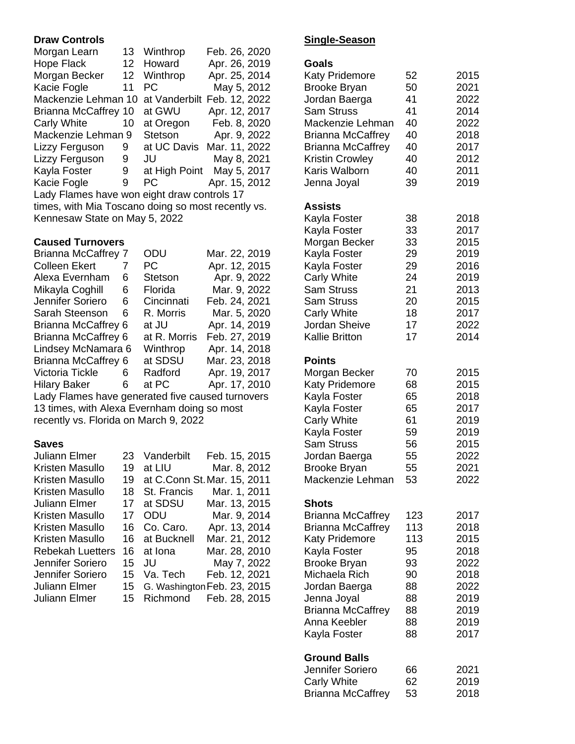**Draw Controls**

| Player | No. | Opponent | Date |
| --- | --- | --- | --- |
| Morgan Learn | 13 | Winthrop | Feb. 26, 2020 |
| Hope Flack | 12 | Howard | Apr. 26, 2019 |
| Morgan Becker | 12 | Winthrop | Apr. 25, 2014 |
| Kacie Fogle | 11 | PC | May 5, 2012 |
| Mackenzie Lehman | 10 | at Vanderbilt | Feb. 12, 2022 |
| Brianna McCaffrey | 10 | at GWU | Apr. 12, 2017 |
| Carly White | 10 | at Oregon | Feb. 8, 2020 |
| Mackenzie Lehman | 9 | Stetson | Apr. 9, 2022 |
| Lizzy Ferguson | 9 | at UC Davis | Mar. 11, 2022 |
| Lizzy Ferguson | 9 | JU | May 8, 2021 |
| Kayla Foster | 9 | at High Point | May 5, 2017 |
| Kacie Fogle | 9 | PC | Apr. 15, 2012 |

Lady Flames have won eight draw controls 17 times, with Mia Toscano doing so most recently vs. Kennesaw State on May 5, 2022

**Caused Turnovers**

| Player | No. | Opponent | Date |
| --- | --- | --- | --- |
| Brianna McCaffrey | 7 | ODU | Mar. 22, 2019 |
| Colleen Ekert | 7 | PC | Apr. 12, 2015 |
| Alexa Evernham | 6 | Stetson | Apr. 9, 2022 |
| Mikayla Coghill | 6 | Florida | Mar. 9, 2022 |
| Jennifer Soriero | 6 | Cincinnati | Feb. 24, 2021 |
| Sarah Steenson | 6 | R. Morris | Mar. 5, 2020 |
| Brianna McCaffrey | 6 | at JU | Apr. 14, 2019 |
| Brianna McCaffrey | 6 | at R. Morris | Feb. 27, 2019 |
| Lindsey McNamara | 6 | Winthrop | Apr. 14, 2018 |
| Brianna McCaffrey | 6 | at SDSU | Mar. 23, 2018 |
| Victoria Tickle | 6 | Radford | Apr. 19, 2017 |
| Hilary Baker | 6 | at PC | Apr. 17, 2010 |

Lady Flames have generated five caused turnovers 13 times, with Alexa Evernham doing so most recently vs. Florida on March 9, 2022

**Saves**

| Player | No. | Opponent | Date |
| --- | --- | --- | --- |
| Juliann Elmer | 23 | Vanderbilt | Feb. 15, 2015 |
| Kristen Masullo | 19 | at LIU | Mar. 8, 2012 |
| Kristen Masullo | 19 | at C.Conn St. | Mar. 15, 2011 |
| Kristen Masullo | 18 | St. Francis | Mar. 1, 2011 |
| Juliann Elmer | 17 | at SDSU | Mar. 13, 2015 |
| Kristen Masullo | 17 | ODU | Mar. 9, 2014 |
| Kristen Masullo | 16 | Co. Caro. | Apr. 13, 2014 |
| Kristen Masullo | 16 | at Bucknell | Mar. 21, 2012 |
| Rebekah Luetters | 16 | at Iona | Mar. 28, 2010 |
| Jennifer Soriero | 15 | JU | May 7, 2022 |
| Jennifer Soriero | 15 | Va. Tech | Feb. 12, 2021 |
| Juliann Elmer | 15 | G. Washington | Feb. 23, 2015 |
| Juliann Elmer | 15 | Richmond | Feb. 28, 2015 |

## Single-Season

**Goals**

| Player | No. | Year |
| --- | --- | --- |
| Katy Pridemore | 52 | 2015 |
| Brooke Bryan | 50 | 2021 |
| Jordan Baerga | 41 | 2022 |
| Sam Struss | 41 | 2014 |
| Mackenzie Lehman | 40 | 2022 |
| Brianna McCaffrey | 40 | 2018 |
| Brianna McCaffrey | 40 | 2017 |
| Kristin Crowley | 40 | 2012 |
| Karis Walborn | 40 | 2011 |
| Jenna Joyal | 39 | 2019 |

**Assists**

| Player | No. | Year |
| --- | --- | --- |
| Kayla Foster | 38 | 2018 |
| Kayla Foster | 33 | 2017 |
| Morgan Becker | 33 | 2015 |
| Kayla Foster | 29 | 2019 |
| Kayla Foster | 29 | 2016 |
| Carly White | 24 | 2019 |
| Sam Struss | 21 | 2013 |
| Sam Struss | 20 | 2015 |
| Carly White | 18 | 2017 |
| Jordan Sheive | 17 | 2022 |
| Kallie Britton | 17 | 2014 |

**Points**

| Player | No. | Year |
| --- | --- | --- |
| Morgan Becker | 70 | 2015 |
| Katy Pridemore | 68 | 2015 |
| Kayla Foster | 65 | 2018 |
| Kayla Foster | 65 | 2017 |
| Carly White | 61 | 2019 |
| Kayla Foster | 59 | 2019 |
| Sam Struss | 56 | 2015 |
| Jordan Baerga | 55 | 2022 |
| Brooke Bryan | 55 | 2021 |
| Mackenzie Lehman | 53 | 2022 |

**Shots**

| Player | No. | Year |
| --- | --- | --- |
| Brianna McCaffrey | 123 | 2017 |
| Brianna McCaffrey | 113 | 2018 |
| Katy Pridemore | 113 | 2015 |
| Kayla Foster | 95 | 2018 |
| Brooke Bryan | 93 | 2022 |
| Michaela Rich | 90 | 2018 |
| Jordan Baerga | 88 | 2022 |
| Jenna Joyal | 88 | 2019 |
| Brianna McCaffrey | 88 | 2019 |
| Anna Keebler | 88 | 2019 |
| Kayla Foster | 88 | 2017 |

**Ground Balls**

| Player | No. | Year |
| --- | --- | --- |
| Jennifer Soriero | 66 | 2021 |
| Carly White | 62 | 2019 |
| Brianna McCaffrey | 53 | 2018 |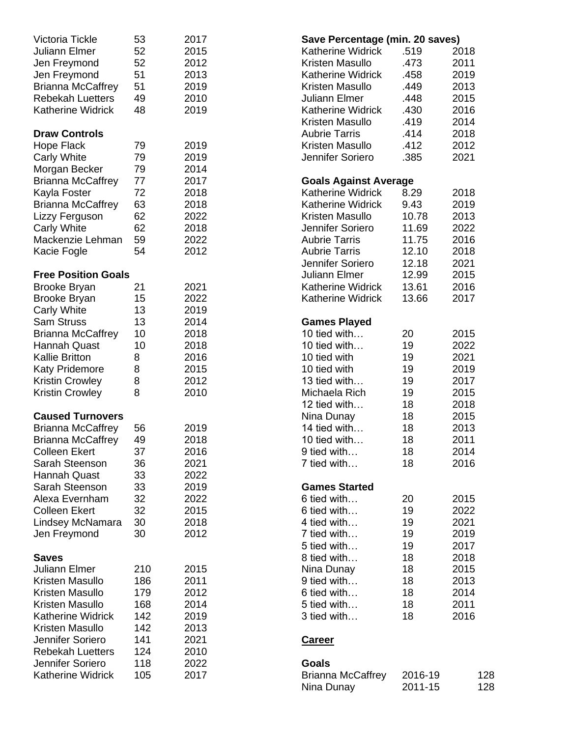| | | |
|---|---|---|
| Victoria Tickle | 53 | 2017 |
| Juliann Elmer | 52 | 2015 |
| Jen Freymond | 52 | 2012 |
| Jen Freymond | 51 | 2013 |
| Brianna McCaffrey | 51 | 2019 |
| Rebekah Luetters | 49 | 2010 |
| Katherine Widrick | 48 | 2019 |

**Draw Controls**

| | | |
|---|---|---|
| Hope Flack | 79 | 2019 |
| Carly White | 79 | 2019 |
| Morgan Becker | 79 | 2014 |
| Brianna McCaffrey | 77 | 2017 |
| Kayla Foster | 72 | 2018 |
| Brianna McCaffrey | 63 | 2018 |
| Lizzy Ferguson | 62 | 2022 |
| Carly White | 62 | 2018 |
| Mackenzie Lehman | 59 | 2022 |
| Kacie Fogle | 54 | 2012 |

**Free Position Goals**

| | | |
|---|---|---|
| Brooke Bryan | 21 | 2021 |
| Brooke Bryan | 15 | 2022 |
| Carly White | 13 | 2019 |
| Sam Struss | 13 | 2014 |
| Brianna McCaffrey | 10 | 2018 |
| Hannah Quast | 10 | 2018 |
| Kallie Britton | 8 | 2016 |
| Katy Pridemore | 8 | 2015 |
| Kristin Crowley | 8 | 2012 |
| Kristin Crowley | 8 | 2010 |

**Caused Turnovers**

| | | |
|---|---|---|
| Brianna McCaffrey | 56 | 2019 |
| Brianna McCaffrey | 49 | 2018 |
| Colleen Ekert | 37 | 2016 |
| Sarah Steenson | 36 | 2021 |
| Hannah Quast | 33 | 2022 |
| Sarah Steenson | 33 | 2019 |
| Alexa Evernham | 32 | 2022 |
| Colleen Ekert | 32 | 2015 |
| Lindsey McNamara | 30 | 2018 |
| Jen Freymond | 30 | 2012 |

**Saves**

| | | |
|---|---|---|
| Juliann Elmer | 210 | 2015 |
| Kristen Masullo | 186 | 2011 |
| Kristen Masullo | 179 | 2012 |
| Kristen Masullo | 168 | 2014 |
| Katherine Widrick | 142 | 2019 |
| Kristen Masullo | 142 | 2013 |
| Jennifer Soriero | 141 | 2021 |
| Rebekah Luetters | 124 | 2010 |
| Jennifer Soriero | 118 | 2022 |
| Katherine Widrick | 105 | 2017 |

**Save Percentage (min. 20 saves)**

| | | |
|---|---|---|
| Katherine Widrick | .519 | 2018 |
| Kristen Masullo | .473 | 2011 |
| Katherine Widrick | .458 | 2019 |
| Kristen Masullo | .449 | 2013 |
| Juliann Elmer | .448 | 2015 |
| Katherine Widrick | .430 | 2016 |
| Kristen Masullo | .419 | 2014 |
| Aubrie Tarris | .414 | 2018 |
| Kristen Masullo | .412 | 2012 |
| Jennifer Soriero | .385 | 2021 |

**Goals Against Average**

| | | |
|---|---|---|
| Katherine Widrick | 8.29 | 2018 |
| Katherine Widrick | 9.43 | 2019 |
| Kristen Masullo | 10.78 | 2013 |
| Jennifer Soriero | 11.69 | 2022 |
| Aubrie Tarris | 11.75 | 2016 |
| Aubrie Tarris | 12.10 | 2018 |
| Jennifer Soriero | 12.18 | 2021 |
| Juliann Elmer | 12.99 | 2015 |
| Katherine Widrick | 13.61 | 2016 |
| Katherine Widrick | 13.66 | 2017 |

**Games Played**

| | | |
|---|---|---|
| 10 tied with… | 20 | 2015 |
| 10 tied with… | 19 | 2022 |
| 10 tied with | 19 | 2021 |
| 10 tied with | 19 | 2019 |
| 13 tied with… | 19 | 2017 |
| Michaela Rich | 19 | 2015 |
| 12 tied with… | 18 | 2018 |
| Nina Dunay | 18 | 2015 |
| 14 tied with… | 18 | 2013 |
| 10 tied with… | 18 | 2011 |
| 9 tied with… | 18 | 2014 |
| 7 tied with… | 18 | 2016 |

**Games Started**

| | | |
|---|---|---|
| 6 tied with… | 20 | 2015 |
| 6 tied with… | 19 | 2022 |
| 4 tied with… | 19 | 2021 |
| 7 tied with… | 19 | 2019 |
| 5 tied with… | 19 | 2017 |
| 8 tied with… | 18 | 2018 |
| Nina Dunay | 18 | 2015 |
| 9 tied with… | 18 | 2013 |
| 6 tied with… | 18 | 2014 |
| 5 tied with… | 18 | 2011 |
| 3 tied with… | 18 | 2016 |

## Career

**Goals**

| | | |
|---|---|---|
| Brianna McCaffrey | 2016-19 | 128 |
| Nina Dunay | 2011-15 | 128 |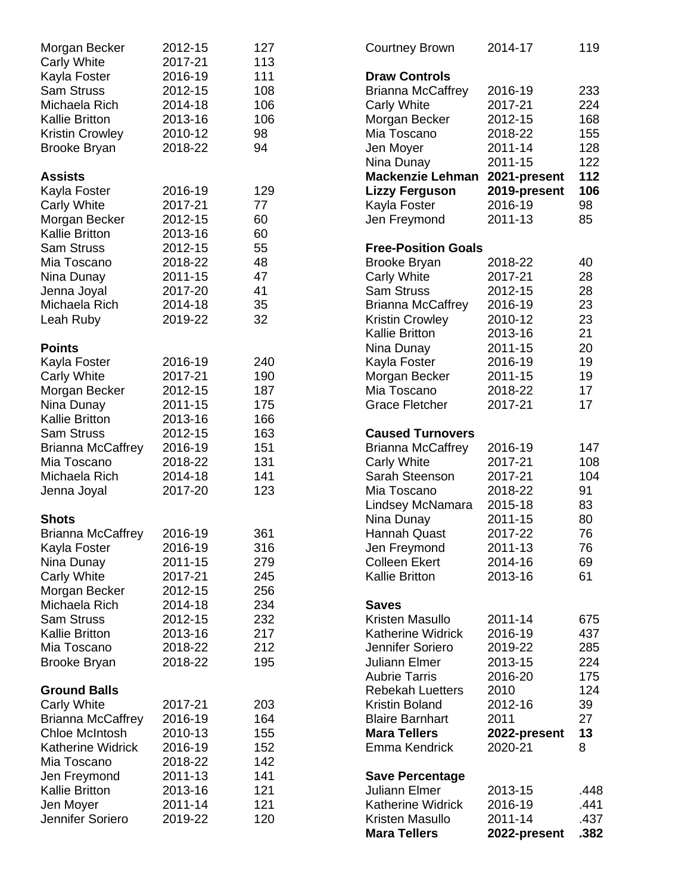| | | |
|---|---|---|
| Morgan Becker | 2012-15 | 127 |
| Carly White | 2017-21 | 113 |
| Kayla Foster | 2016-19 | 111 |
| Sam Struss | 2012-15 | 108 |
| Michaela Rich | 2014-18 | 106 |
| Kallie Britton | 2013-16 | 106 |
| Kristin Crowley | 2010-12 | 98 |
| Brooke Bryan | 2018-22 | 94 |

**Assists**

| | | |
|---|---|---|
| Kayla Foster | 2016-19 | 129 |
| Carly White | 2017-21 | 77 |
| Morgan Becker | 2012-15 | 60 |
| Kallie Britton | 2013-16 | 60 |
| Sam Struss | 2012-15 | 55 |
| Mia Toscano | 2018-22 | 48 |
| Nina Dunay | 2011-15 | 47 |
| Jenna Joyal | 2017-20 | 41 |
| Michaela Rich | 2014-18 | 35 |
| Leah Ruby | 2019-22 | 32 |

**Points**

| | | |
|---|---|---|
| Kayla Foster | 2016-19 | 240 |
| Carly White | 2017-21 | 190 |
| Morgan Becker | 2012-15 | 187 |
| Nina Dunay | 2011-15 | 175 |
| Kallie Britton | 2013-16 | 166 |
| Sam Struss | 2012-15 | 163 |
| Brianna McCaffrey | 2016-19 | 151 |
| Mia Toscano | 2018-22 | 131 |
| Michaela Rich | 2014-18 | 141 |
| Jenna Joyal | 2017-20 | 123 |

**Shots**

| | | |
|---|---|---|
| Brianna McCaffrey | 2016-19 | 361 |
| Kayla Foster | 2016-19 | 316 |
| Nina Dunay | 2011-15 | 279 |
| Carly White | 2017-21 | 245 |
| Morgan Becker | 2012-15 | 256 |
| Michaela Rich | 2014-18 | 234 |
| Sam Struss | 2012-15 | 232 |
| Kallie Britton | 2013-16 | 217 |
| Mia Toscano | 2018-22 | 212 |
| Brooke Bryan | 2018-22 | 195 |

**Ground Balls**

| | | |
|---|---|---|
| Carly White | 2017-21 | 203 |
| Brianna McCaffrey | 2016-19 | 164 |
| Chloe McIntosh | 2010-13 | 155 |
| Katherine Widrick | 2016-19 | 152 |
| Mia Toscano | 2018-22 | 142 |
| Jen Freymond | 2011-13 | 141 |
| Kallie Britton | 2013-16 | 121 |
| Jen Moyer | 2011-14 | 121 |
| Jennifer Soriero | 2019-22 | 120 |
| Courtney Brown | 2014-17 | 119 |

**Draw Controls**

| | | |
|---|---|---|
| Brianna McCaffrey | 2016-19 | 233 |
| Carly White | 2017-21 | 224 |
| Morgan Becker | 2012-15 | 168 |
| Mia Toscano | 2018-22 | 155 |
| Jen Moyer | 2011-14 | 128 |
| Nina Dunay | 2011-15 | 122 |
| **Mackenzie Lehman** | **2021-present** | **112** |
| **Lizzy Ferguson** | **2019-present** | **106** |
| Kayla Foster | 2016-19 | 98 |
| Jen Freymond | 2011-13 | 85 |

**Free-Position Goals**

| | | |
|---|---|---|
| Brooke Bryan | 2018-22 | 40 |
| Carly White | 2017-21 | 28 |
| Sam Struss | 2012-15 | 28 |
| Brianna McCaffrey | 2016-19 | 23 |
| Kristin Crowley | 2010-12 | 23 |
| Kallie Britton | 2013-16 | 21 |
| Nina Dunay | 2011-15 | 20 |
| Kayla Foster | 2016-19 | 19 |
| Morgan Becker | 2011-15 | 19 |
| Mia Toscano | 2018-22 | 17 |
| Grace Fletcher | 2017-21 | 17 |

**Caused Turnovers**

| | | |
|---|---|---|
| Brianna McCaffrey | 2016-19 | 147 |
| Carly White | 2017-21 | 108 |
| Sarah Steenson | 2017-21 | 104 |
| Mia Toscano | 2018-22 | 91 |
| Lindsey McNamara | 2015-18 | 83 |
| Nina Dunay | 2011-15 | 80 |
| Hannah Quast | 2017-22 | 76 |
| Jen Freymond | 2011-13 | 76 |
| Colleen Ekert | 2014-16 | 69 |
| Kallie Britton | 2013-16 | 61 |

**Saves**

| | | |
|---|---|---|
| Kristen Masullo | 2011-14 | 675 |
| Katherine Widrick | 2016-19 | 437 |
| Jennifer Soriero | 2019-22 | 285 |
| Juliann Elmer | 2013-15 | 224 |
| Aubrie Tarris | 2016-20 | 175 |
| Rebekah Luetters | 2010 | 124 |
| Kristin Boland | 2012-16 | 39 |
| Blaire Barnhart | 2011 | 27 |
| **Mara Tellers** | **2022-present** | **13** |
| Emma Kendrick | 2020-21 | 8 |

**Save Percentage**

| | | |
|---|---|---|
| Juliann Elmer | 2013-15 | .448 |
| Katherine Widrick | 2016-19 | .441 |
| Kristen Masullo | 2011-14 | .437 |
| **Mara Tellers** | **2022-present** | **.382** |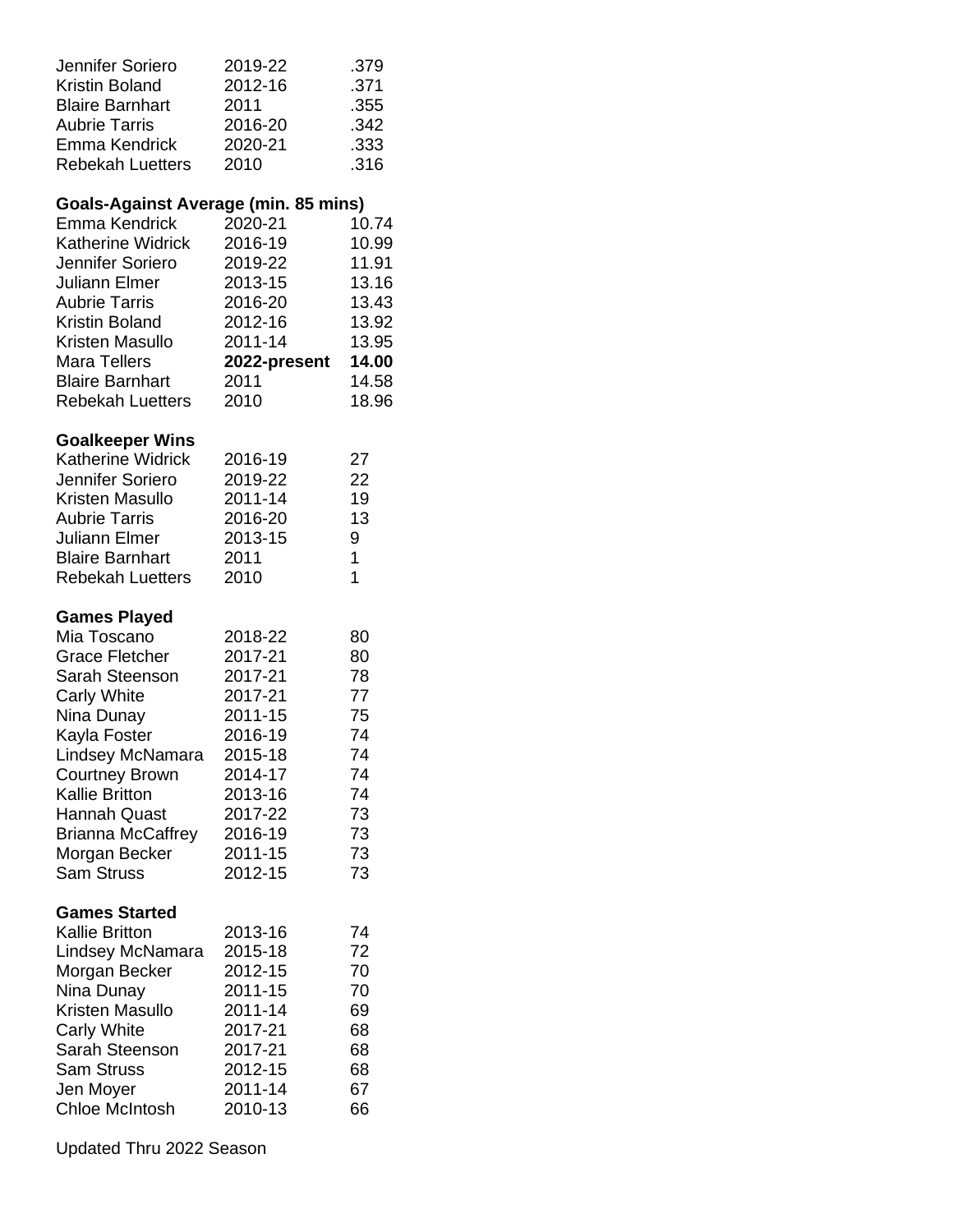| | | |
|---|---|---|
| Jennifer Soriero | 2019-22 | .379 |
| Kristin Boland | 2012-16 | .371 |
| Blaire Barnhart | 2011 | .355 |
| Aubrie Tarris | 2016-20 | .342 |
| Emma Kendrick | 2020-21 | .333 |
| Rebekah Luetters | 2010 | .316 |

**Goals-Against Average (min. 85 mins)**

| | | |
|---|---|---|
| Emma Kendrick | 2020-21 | 10.74 |
| Katherine Widrick | 2016-19 | 10.99 |
| Jennifer Soriero | 2019-22 | 11.91 |
| Juliann Elmer | 2013-15 | 13.16 |
| Aubrie Tarris | 2016-20 | 13.43 |
| Kristin Boland | 2012-16 | 13.92 |
| Kristen Masullo | 2011-14 | 13.95 |
| Mara Tellers | **2022-present** | **14.00** |
| Blaire Barnhart | 2011 | 14.58 |
| Rebekah Luetters | 2010 | 18.96 |

**Goalkeeper Wins**

| | | |
|---|---|---|
| Katherine Widrick | 2016-19 | 27 |
| Jennifer Soriero | 2019-22 | 22 |
| Kristen Masullo | 2011-14 | 19 |
| Aubrie Tarris | 2016-20 | 13 |
| Juliann Elmer | 2013-15 | 9 |
| Blaire Barnhart | 2011 | 1 |
| Rebekah Luetters | 2010 | 1 |

**Games Played**

| | | |
|---|---|---|
| Mia Toscano | 2018-22 | 80 |
| Grace Fletcher | 2017-21 | 80 |
| Sarah Steenson | 2017-21 | 78 |
| Carly White | 2017-21 | 77 |
| Nina Dunay | 2011-15 | 75 |
| Kayla Foster | 2016-19 | 74 |
| Lindsey McNamara | 2015-18 | 74 |
| Courtney Brown | 2014-17 | 74 |
| Kallie Britton | 2013-16 | 74 |
| Hannah Quast | 2017-22 | 73 |
| Brianna McCaffrey | 2016-19 | 73 |
| Morgan Becker | 2011-15 | 73 |
| Sam Struss | 2012-15 | 73 |

**Games Started**

| | | |
|---|---|---|
| Kallie Britton | 2013-16 | 74 |
| Lindsey McNamara | 2015-18 | 72 |
| Morgan Becker | 2012-15 | 70 |
| Nina Dunay | 2011-15 | 70 |
| Kristen Masullo | 2011-14 | 69 |
| Carly White | 2017-21 | 68 |
| Sarah Steenson | 2017-21 | 68 |
| Sam Struss | 2012-15 | 68 |
| Jen Moyer | 2011-14 | 67 |
| Chloe McIntosh | 2010-13 | 66 |

Updated Thru 2022 Season